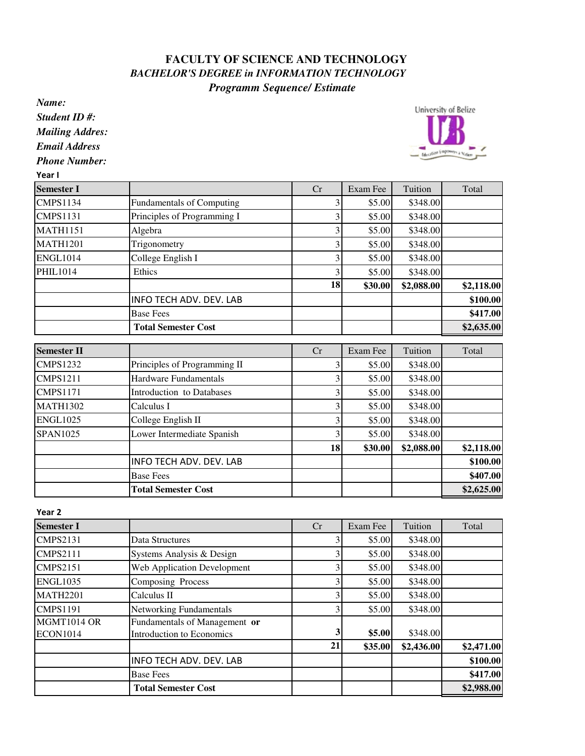# FACULTY OF SCIENCE AND TECHNOLOGY

## *BACHELOR'S DEGREE in INFORMATION TECHNOLOGY*

### *Programm Sequence/ Estimate*

***Name:***

***Student ID #:***

***Mailing Addres:***

***Email Address***

***Phone Number:***

**Year I**

| **Semester I** | | Cr | Exam Fee | Tuition | Total |
|---|---|---|---|---|---|
| CMPS1134 | Fundamentals of Computing | 3 | $5.00 | $348.00 | |
| CMPS1131 | Principles of Programming I | 3 | $5.00 | $348.00 | |
| MATH1151 | Algebra | 3 | $5.00 | $348.00 | |
| MATH1201 | Trigonometry | 3 | $5.00 | $348.00 | |
| ENGL1014 | College English I | 3 | $5.00 | $348.00 | |
| PHIL1014 | Ethics | 3 | $5.00 | $348.00 | |
| | | **18** | **$30.00** | **$2,088.00** | **$2,118.00** |
| | INFO TECH ADV. DEV. LAB | | | | **$100.00** |
| | Base Fees | | | | **$417.00** |
| | **Total Semester Cost** | | | | **$2,635.00** |

| **Semester II** | | Cr | Exam Fee | Tuition | Total |
|---|---|---|---|---|---|
| CMPS1232 | Principles of Programming II | 3 | $5.00 | $348.00 | |
| CMPS1211 | Hardware Fundamentals | 3 | $5.00 | $348.00 | |
| CMPS1171 | Introduction to Databases | 3 | $5.00 | $348.00 | |
| MATH1302 | Calculus I | 3 | $5.00 | $348.00 | |
| ENGL1025 | College English II | 3 | $5.00 | $348.00 | |
| SPAN1025 | Lower Intermediate Spanish | 3 | $5.00 | $348.00 | |
| | | **18** | **$30.00** | **$2,088.00** | **$2,118.00** |
| | INFO TECH ADV. DEV. LAB | | | | **$100.00** |
| | Base Fees | | | | **$407.00** |
| | **Total Semester Cost** | | | | **$2,625.00** |

**Year 2**

| **Semester I** | | Cr | Exam Fee | Tuition | Total |
|---|---|---|---|---|---|
| CMPS2131 | Data Structures | 3 | $5.00 | $348.00 | |
| CMPS2111 | Systems Analysis & Design | 3 | $5.00 | $348.00 | |
| CMPS2151 | Web Application Development | 3 | $5.00 | $348.00 | |
| ENGL1035 | Composing Process | 3 | $5.00 | $348.00 | |
| MATH2201 | Calculus II | 3 | $5.00 | $348.00 | |
| CMPS1191 | Networking Fundamentals | 3 | $5.00 | $348.00 | |
| MGMT1014 OR ECON1014 | Fundamentals of Management **or** Introduction to Economics | **3** | **$5.00** | $348.00 | |
| | | **21** | **$35.00** | **$2,436.00** | **$2,471.00** |
| | INFO TECH ADV. DEV. LAB | | | | **$100.00** |
| | Base Fees | | | | **$417.00** |
| | **Total Semester Cost** | | | | **$2,988.00** |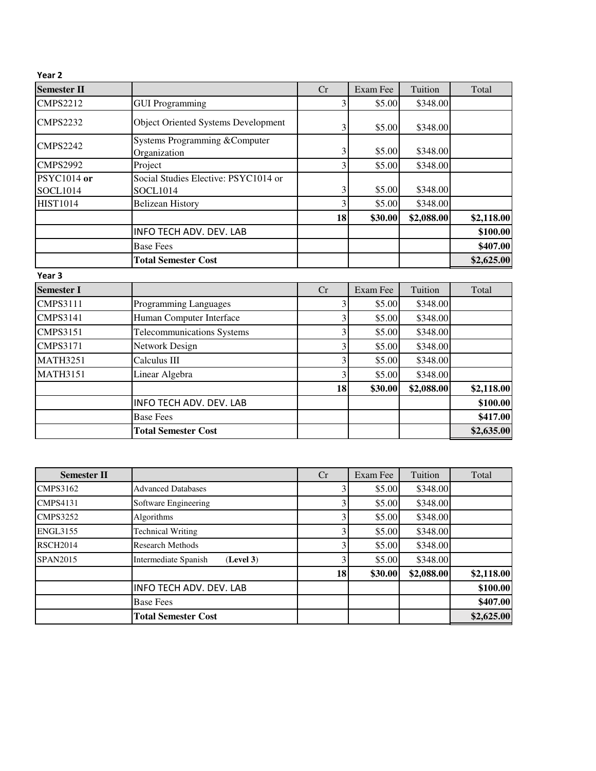**Year 2**

| Semester II | | Cr | Exam Fee | Tuition | Total |
|---|---|---|---|---|---|
| CMPS2212 | GUI Programming | 3 | $5.00 | $348.00 | |
| CMPS2232 | Object Oriented Systems Development | 3 | $5.00 | $348.00 | |
| CMPS2242 | Systems Programming &Computer Organization | 3 | $5.00 | $348.00 | |
| CMPS2992 | Project | 3 | $5.00 | $348.00 | |
| PSYC1014 **or** SOCL1014 | Social Studies Elective: PSYC1014 or SOCL1014 | 3 | $5.00 | $348.00 | |
| HIST1014 | Belizean History | 3 | $5.00 | $348.00 | |
| | | **18** | **$30.00** | **$2,088.00** | **$2,118.00** |
| | INFO TECH ADV. DEV. LAB | | | | **$100.00** |
| | Base Fees | | | | **$407.00** |
| | **Total Semester Cost** | | | | **$2,625.00** |

**Year 3**

| Semester I | | Cr | Exam Fee | Tuition | Total |
|---|---|---|---|---|---|
| CMPS3111 | Programming Languages | 3 | $5.00 | $348.00 | |
| CMPS3141 | Human Computer Interface | 3 | $5.00 | $348.00 | |
| CMPS3151 | Telecommunications Systems | 3 | $5.00 | $348.00 | |
| CMPS3171 | Network Design | 3 | $5.00 | $348.00 | |
| MATH3251 | Calculus III | 3 | $5.00 | $348.00 | |
| MATH3151 | Linear Algebra | 3 | $5.00 | $348.00 | |
| | | **18** | **$30.00** | **$2,088.00** | **$2,118.00** |
| | INFO TECH ADV. DEV. LAB | | | | **$100.00** |
| | Base Fees | | | | **$417.00** |
| | **Total Semester Cost** | | | | **$2,635.00** |

| Semester II | | Cr | Exam Fee | Tuition | Total |
|---|---|---|---|---|---|
| CMPS3162 | Advanced Databases | 3 | $5.00 | $348.00 | |
| CMPS4131 | Software Engineering | 3 | $5.00 | $348.00 | |
| CMPS3252 | Algorithms | 3 | $5.00 | $348.00 | |
| ENGL3155 | Technical Writing | 3 | $5.00 | $348.00 | |
| RSCH2014 | Research Methods | 3 | $5.00 | $348.00 | |
| SPAN2015 | Intermediate Spanish (**Level 3**) | 3 | $5.00 | $348.00 | |
| | | **18** | **$30.00** | **$2,088.00** | **$2,118.00** |
| | INFO TECH ADV. DEV. LAB | | | | **$100.00** |
| | Base Fees | | | | **$407.00** |
| | **Total Semester Cost** | | | | **$2,625.00** |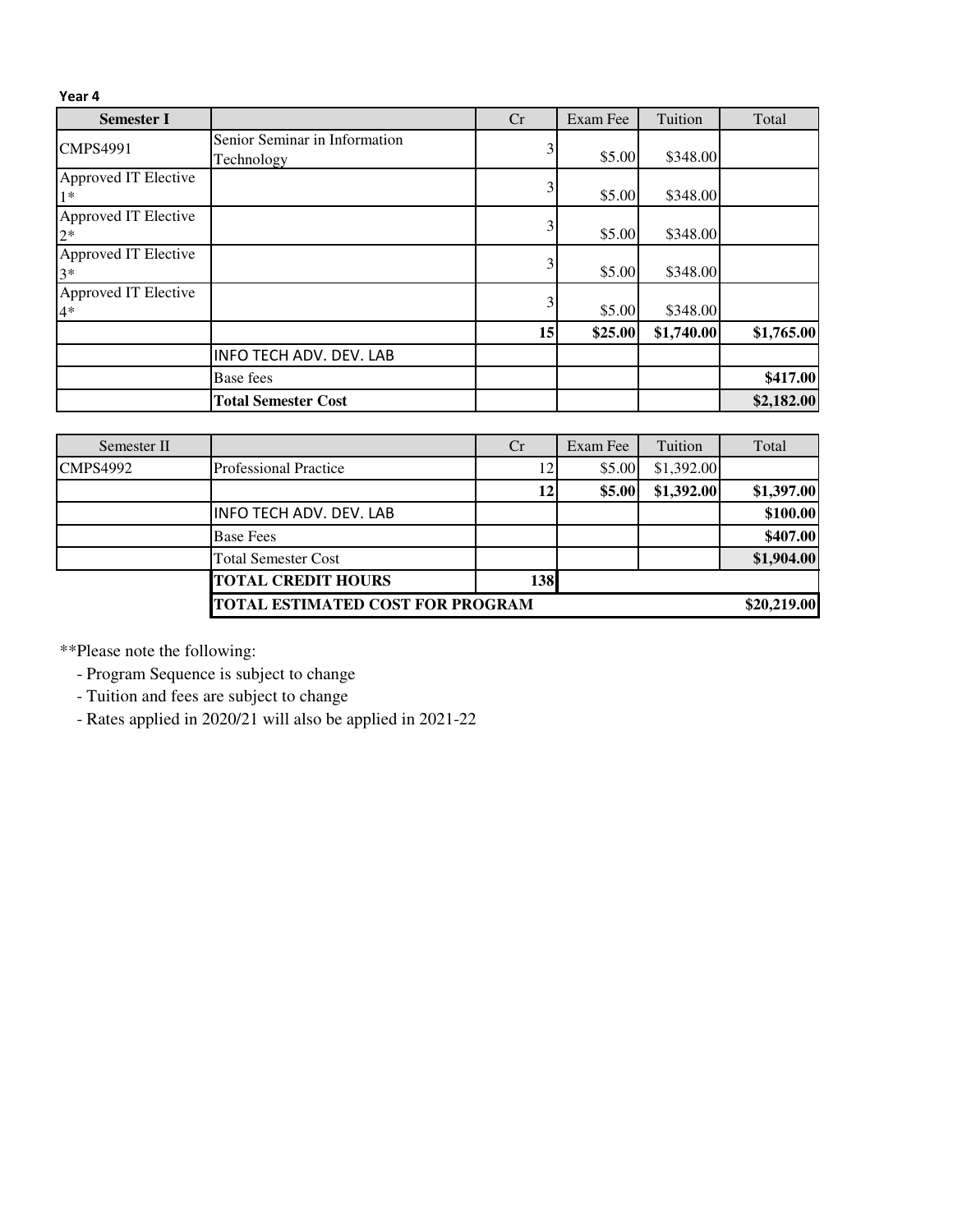**Year 4**

| Semester I | | Cr | Exam Fee | Tuition | Total |
|---|---|---|---|---|---|
| CMPS4991 | Senior Seminar in Information Technology | 3 | $5.00 | $348.00 | |
| Approved IT Elective 1* | | 3 | $5.00 | $348.00 | |
| Approved IT Elective 2* | | 3 | $5.00 | $348.00 | |
| Approved IT Elective 3* | | 3 | $5.00 | $348.00 | |
| Approved IT Elective 4* | | 3 | $5.00 | $348.00 | |
| | | **15** | **$25.00** | **$1,740.00** | **$1,765.00** |
| | INFO TECH ADV. DEV. LAB | | | | |
| | Base fees | | | | **$417.00** |
| | **Total Semester Cost** | | | | **$2,182.00** |

| Semester II | | Cr | Exam Fee | Tuition | Total |
|---|---|---|---|---|---|
| CMPS4992 | Professional Practice | 12 | $5.00 | $1,392.00 | |
| | | **12** | **$5.00** | **$1,392.00** | **$1,397.00** |
| | INFO TECH ADV. DEV. LAB | | | | **$100.00** |
| | Base Fees | | | | **$407.00** |
| | Total Semester Cost | | | | **$1,904.00** |
| | **TOTAL CREDIT HOURS** | **138** | | | |
| | **TOTAL ESTIMATED COST FOR PROGRAM** | | | | **$20,219.00** |

**Please note the following:

- Program Sequence is subject to change
- Tuition and fees are subject to change
- Rates applied in 2020/21 will also be applied in 2021-22